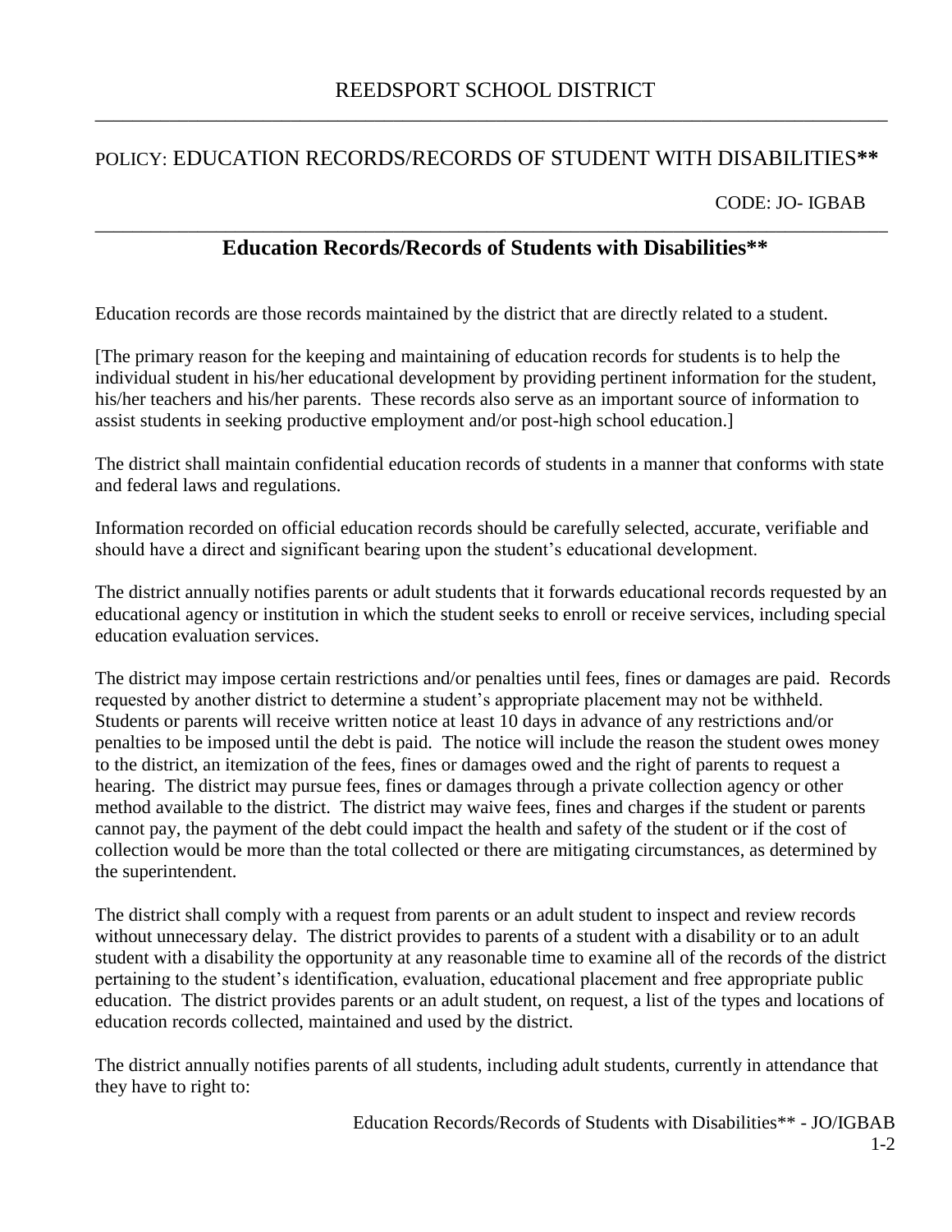# REEDSPORT SCHOOL DISTRICT

POLICY: EDUCATION RECORDS/RECORDS OF STUDENT WITH DISABILITIES**

CODE: JO- IGBAB

## Education Records/Records of Students with Disabilities**

Education records are those records maintained by the district that are directly related to a student.

[The primary reason for the keeping and maintaining of education records for students is to help the individual student in his/her educational development by providing pertinent information for the student, his/her teachers and his/her parents. These records also serve as an important source of information to assist students in seeking productive employment and/or post-high school education.]

The district shall maintain confidential education records of students in a manner that conforms with state and federal laws and regulations.

Information recorded on official education records should be carefully selected, accurate, verifiable and should have a direct and significant bearing upon the student's educational development.

The district annually notifies parents or adult students that it forwards educational records requested by an educational agency or institution in which the student seeks to enroll or receive services, including special education evaluation services.

The district may impose certain restrictions and/or penalties until fees, fines or damages are paid. Records requested by another district to determine a student's appropriate placement may not be withheld. Students or parents will receive written notice at least 10 days in advance of any restrictions and/or penalties to be imposed until the debt is paid. The notice will include the reason the student owes money to the district, an itemization of the fees, fines or damages owed and the right of parents to request a hearing. The district may pursue fees, fines or damages through a private collection agency or other method available to the district. The district may waive fees, fines and charges if the student or parents cannot pay, the payment of the debt could impact the health and safety of the student or if the cost of collection would be more than the total collected or there are mitigating circumstances, as determined by the superintendent.

The district shall comply with a request from parents or an adult student to inspect and review records without unnecessary delay. The district provides to parents of a student with a disability or to an adult student with a disability the opportunity at any reasonable time to examine all of the records of the district pertaining to the student's identification, evaluation, educational placement and free appropriate public education. The district provides parents or an adult student, on request, a list of the types and locations of education records collected, maintained and used by the district.

The district annually notifies parents of all students, including adult students, currently in attendance that they have to right to: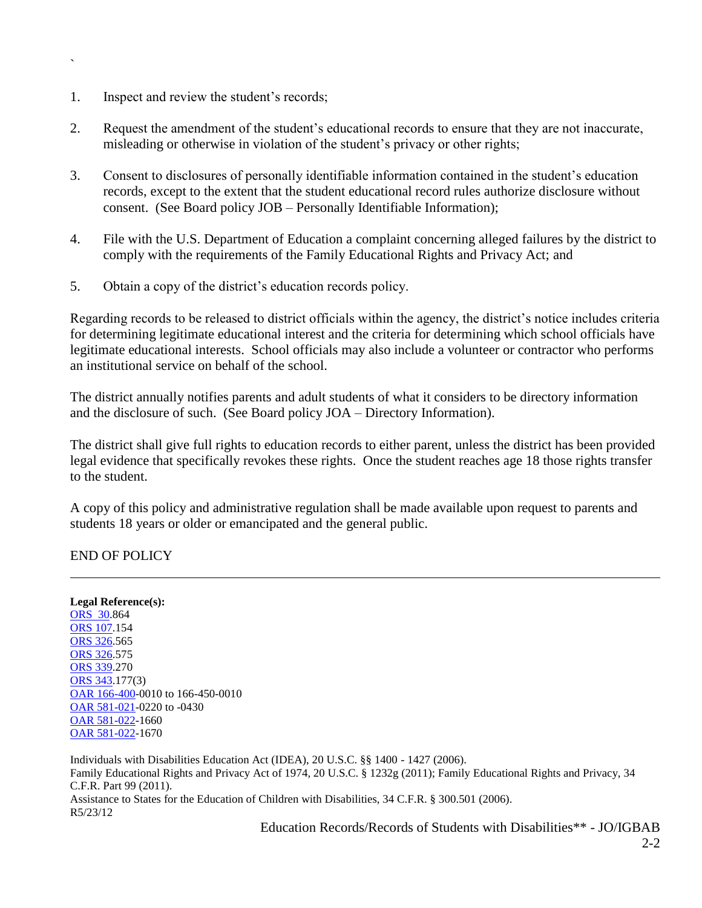1. Inspect and review the student's records;

2. Request the amendment of the student's educational records to ensure that they are not inaccurate, misleading or otherwise in violation of the student's privacy or other rights;

3. Consent to disclosures of personally identifiable information contained in the student's education records, except to the extent that the student educational record rules authorize disclosure without consent. (See Board policy JOB – Personally Identifiable Information);

4. File with the U.S. Department of Education a complaint concerning alleged failures by the district to comply with the requirements of the Family Educational Rights and Privacy Act; and

5. Obtain a copy of the district's education records policy.

Regarding records to be released to district officials within the agency, the district's notice includes criteria for determining legitimate educational interest and the criteria for determining which school officials have legitimate educational interests. School officials may also include a volunteer or contractor who performs an institutional service on behalf of the school.

The district annually notifies parents and adult students of what it considers to be directory information and the disclosure of such. (See Board policy JOA – Directory Information).

The district shall give full rights to education records to either parent, unless the district has been provided legal evidence that specifically revokes these rights. Once the student reaches age 18 those rights transfer to the student.

A copy of this policy and administrative regulation shall be made available upon request to parents and students 18 years or older or emancipated and the general public.

END OF POLICY

---

**Legal Reference(s):**

ORS 30.864
ORS 107.154
ORS 326.565
ORS 326.575
ORS 339.270
ORS 343.177(3)
OAR 166-400-0010 to 166-450-0010
OAR 581-021-0220 to -0430
OAR 581-022-1660
OAR 581-022-1670

Individuals with Disabilities Education Act (IDEA), 20 U.S.C. §§ 1400 - 1427 (2006).
Family Educational Rights and Privacy Act of 1974, 20 U.S.C. § 1232g (2011); Family Educational Rights and Privacy, 34 C.F.R. Part 99 (2011).
Assistance to States for the Education of Children with Disabilities, 34 C.F.R. § 300.501 (2006).
R5/23/12